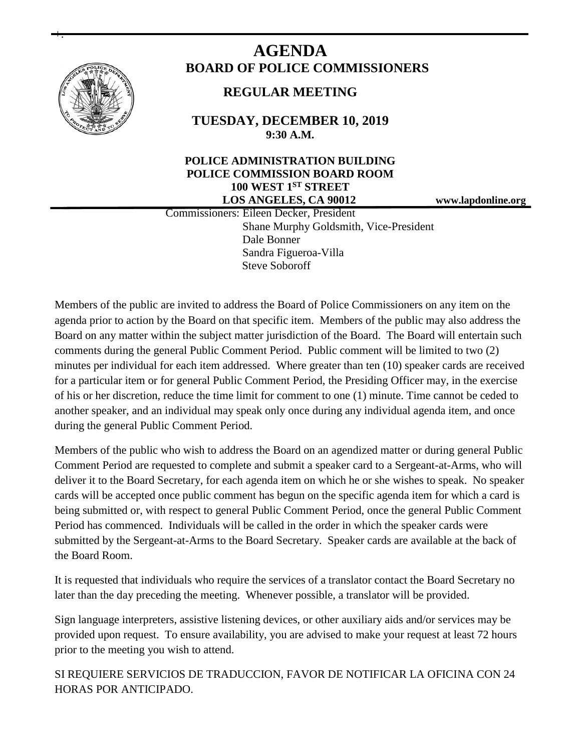# AGENDA

## BOARD OF POLICE COMMISSIONERS

### REGULAR MEETING

**TUESDAY, DECEMBER 10, 2019**
**9:30 A.M.**

**POLICE ADMINISTRATION BUILDING**
**POLICE COMMISSION BOARD ROOM**
**100 WEST 1ST STREET**
**LOS ANGELES, CA 90012**

**www.lapdonline.org**

Commissioners: Eileen Decker, President
Shane Murphy Goldsmith, Vice-President
Dale Bonner
Sandra Figueroa-Villa
Steve Soboroff

Members of the public are invited to address the Board of Police Commissioners on any item on the agenda prior to action by the Board on that specific item. Members of the public may also address the Board on any matter within the subject matter jurisdiction of the Board. The Board will entertain such comments during the general Public Comment Period. Public comment will be limited to two (2) minutes per individual for each item addressed. Where greater than ten (10) speaker cards are received for a particular item or for general Public Comment Period, the Presiding Officer may, in the exercise of his or her discretion, reduce the time limit for comment to one (1) minute. Time cannot be ceded to another speaker, and an individual may speak only once during any individual agenda item, and once during the general Public Comment Period.

Members of the public who wish to address the Board on an agendized matter or during general Public Comment Period are requested to complete and submit a speaker card to a Sergeant-at-Arms, who will deliver it to the Board Secretary, for each agenda item on which he or she wishes to speak. No speaker cards will be accepted once public comment has begun on the specific agenda item for which a card is being submitted or, with respect to general Public Comment Period, once the general Public Comment Period has commenced. Individuals will be called in the order in which the speaker cards were submitted by the Sergeant-at-Arms to the Board Secretary. Speaker cards are available at the back of the Board Room.

It is requested that individuals who require the services of a translator contact the Board Secretary no later than the day preceding the meeting. Whenever possible, a translator will be provided.

Sign language interpreters, assistive listening devices, or other auxiliary aids and/or services may be provided upon request. To ensure availability, you are advised to make your request at least 72 hours prior to the meeting you wish to attend.

SI REQUIERE SERVICIOS DE TRADUCCION, FAVOR DE NOTIFICAR LA OFICINA CON 24 HORAS POR ANTICIPADO.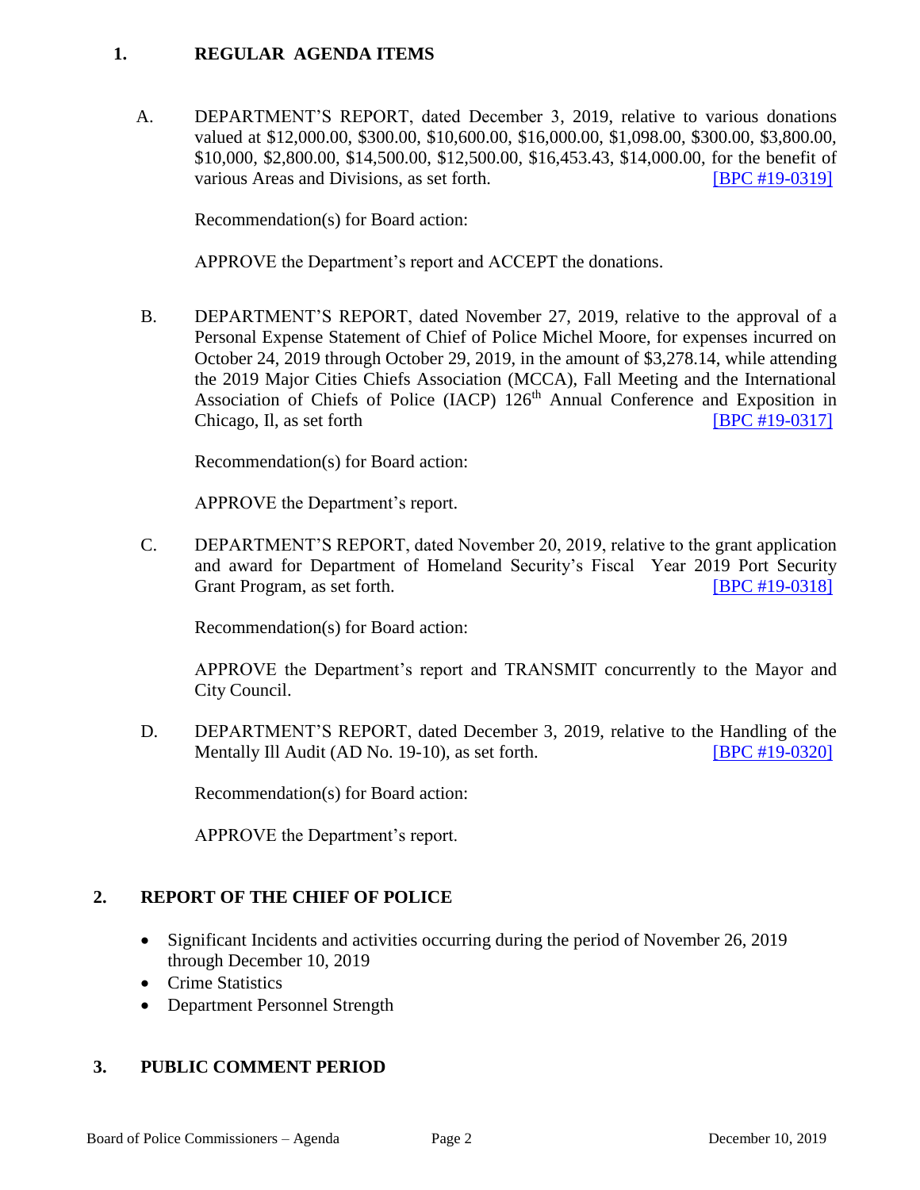## 1. REGULAR AGENDA ITEMS

A. DEPARTMENT'S REPORT, dated December 3, 2019, relative to various donations valued at $12,000.00, $300.00, $10,600.00, $16,000.00, $1,098.00, $300.00, $3,800.00, $10,000, $2,800.00, $14,500.00, $12,500.00, $16,453.43, $14,000.00, for the benefit of various Areas and Divisions, as set forth. [BPC #19-0319]

Recommendation(s) for Board action:

APPROVE the Department's report and ACCEPT the donations.

B. DEPARTMENT'S REPORT, dated November 27, 2019, relative to the approval of a Personal Expense Statement of Chief of Police Michel Moore, for expenses incurred on October 24, 2019 through October 29, 2019, in the amount of $3,278.14, while attending the 2019 Major Cities Chiefs Association (MCCA), Fall Meeting and the International Association of Chiefs of Police (IACP) 126th Annual Conference and Exposition in Chicago, Il, as set forth [BPC #19-0317]

Recommendation(s) for Board action:

APPROVE the Department's report.

C. DEPARTMENT'S REPORT, dated November 20, 2019, relative to the grant application and award for Department of Homeland Security's Fiscal Year 2019 Port Security Grant Program, as set forth. [BPC #19-0318]

Recommendation(s) for Board action:

APPROVE the Department's report and TRANSMIT concurrently to the Mayor and City Council.

D. DEPARTMENT'S REPORT, dated December 3, 2019, relative to the Handling of the Mentally Ill Audit (AD No. 19-10), as set forth. [BPC #19-0320]

Recommendation(s) for Board action:

APPROVE the Department's report.

## 2. REPORT OF THE CHIEF OF POLICE

- Significant Incidents and activities occurring during the period of November 26, 2019 through December 10, 2019
- Crime Statistics
- Department Personnel Strength

## 3. PUBLIC COMMENT PERIOD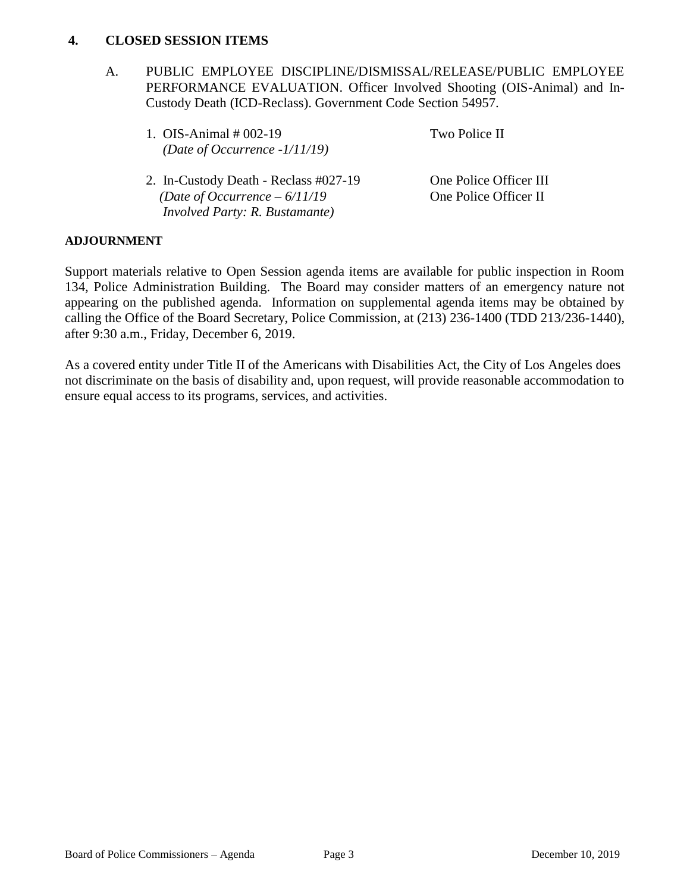## 4. CLOSED SESSION ITEMS

A. PUBLIC EMPLOYEE DISCIPLINE/DISMISSAL/RELEASE/PUBLIC EMPLOYEE PERFORMANCE EVALUATION. Officer Involved Shooting (OIS-Animal) and In-Custody Death (ICD-Reclass). Government Code Section 54957.

| | |
|---|---|
| 1. OIS-Animal # 002-19 *(Date of Occurrence -1/11/19)* | Two Police II |
| 2. In-Custody Death - Reclass #027-19 *(Date of Occurrence – 6/11/19 Involved Party: R. Bustamante)* | One Police Officer III<br>One Police Officer II |

**ADJOURNMENT**

Support materials relative to Open Session agenda items are available for public inspection in Room 134, Police Administration Building. The Board may consider matters of an emergency nature not appearing on the published agenda. Information on supplemental agenda items may be obtained by calling the Office of the Board Secretary, Police Commission, at (213) 236-1400 (TDD 213/236-1440), after 9:30 a.m., Friday, December 6, 2019.

As a covered entity under Title II of the Americans with Disabilities Act, the City of Los Angeles does not discriminate on the basis of disability and, upon request, will provide reasonable accommodation to ensure equal access to its programs, services, and activities.